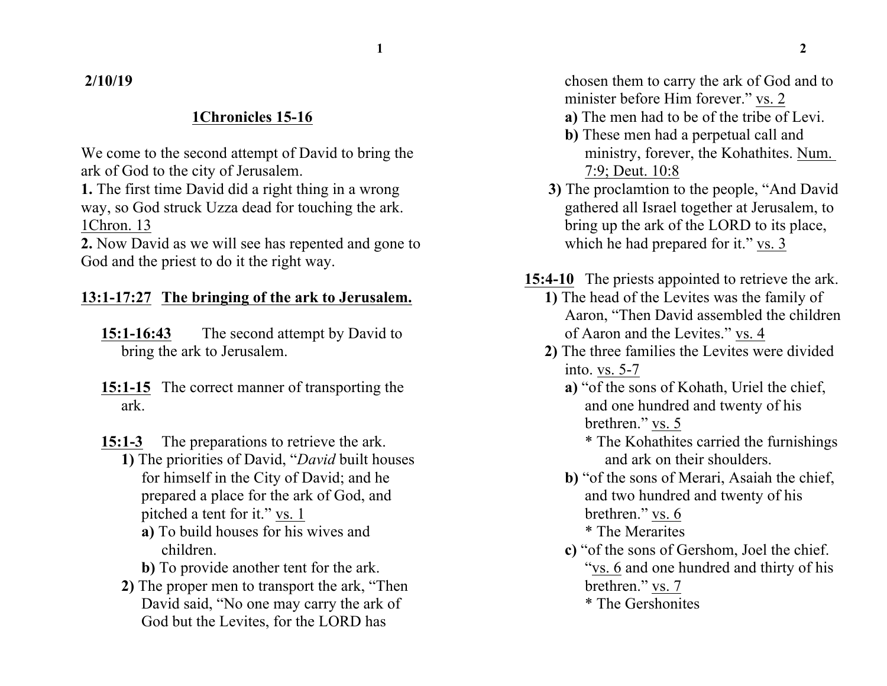**2/10/19**

## 1Chronicles 15-16

We come to the second attempt of David to bring the ark of God to the city of Jerusalem.

**1.** The first time David did a right thing in a wrong way, so God struck Uzza dead for touching the ark. 1Chron. 13

**2.** Now David as we will see has repented and gone to God and the priest to do it the right way.

**13:1-17:27 The bringing of the ark to Jerusalem.**

**15:1-16:43** The second attempt by David to bring the ark to Jerusalem.

**15:1-15** The correct manner of transporting the ark.

**15:1-3** The preparations to retrieve the ark.

**1)** The priorities of David, "*David* built houses for himself in the City of David; and he prepared a place for the ark of God, and pitched a tent for it." vs. 1

- **a)** To build houses for his wives and children.
- **b)** To provide another tent for the ark.

**2)** The proper men to transport the ark, "Then David said, "No one may carry the ark of God but the Levites, for the LORD has chosen them to carry the ark of God and to minister before Him forever." vs. 2

- **a)** The men had to be of the tribe of Levi.
- **b)** These men had a perpetual call and ministry, forever, the Kohathites. Num. 7:9; Deut. 10:8

**3)** The proclamtion to the people, "And David gathered all Israel together at Jerusalem, to bring up the ark of the LORD to its place, which he had prepared for it." vs. 3

**15:4-10** The priests appointed to retrieve the ark.

**1)** The head of the Levites was the family of Aaron, "Then David assembled the children of Aaron and the Levites." vs. 4

**2)** The three families the Levites were divided into. vs. 5-7

- **a)** "of the sons of Kohath, Uriel the chief, and one hundred and twenty of his brethren." vs. 5
  - * The Kohathites carried the furnishings and ark on their shoulders.
- **b)** "of the sons of Merari, Asaiah the chief, and two hundred and twenty of his brethren." vs. 6
  - * The Merarites
- **c)** "of the sons of Gershom, Joel the chief. "vs. 6 and one hundred and thirty of his brethren." vs. 7
  - * The Gershonites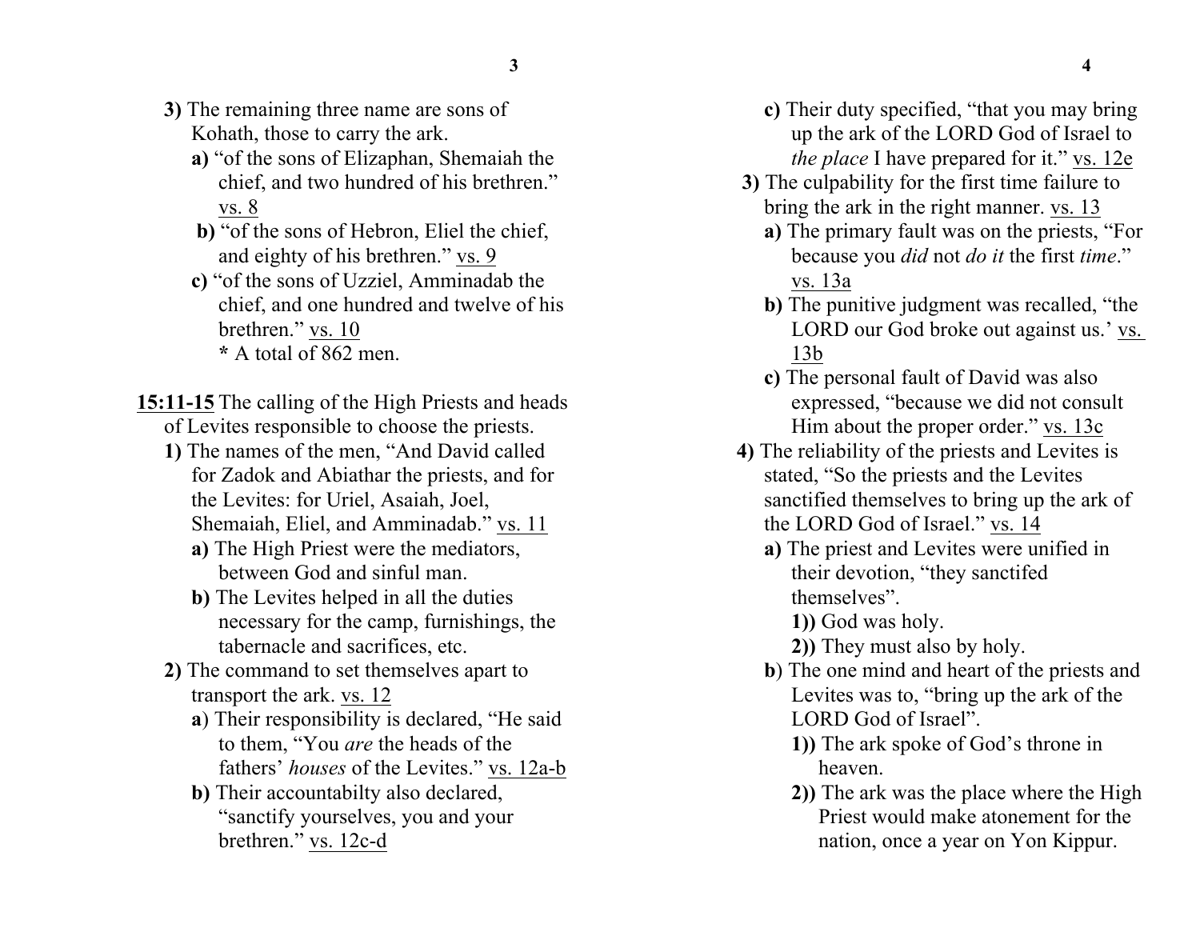**3)** The remaining three name are sons of Kohath, those to carry the ark.

**a)** "of the sons of Elizaphan, Shemaiah the chief, and two hundred of his brethren." vs. 8

**b)** "of the sons of Hebron, Eliel the chief, and eighty of his brethren." vs. 9

**c)** "of the sons of Uzziel, Amminadab the chief, and one hundred and twelve of his brethren." vs. 10

**\*** A total of 862 men.

**15:11-15** The calling of the High Priests and heads of Levites responsible to choose the priests.

**1)** The names of the men, "And David called for Zadok and Abiathar the priests, and for the Levites: for Uriel, Asaiah, Joel, Shemaiah, Eliel, and Amminadab." vs. 11

**a)** The High Priest were the mediators, between God and sinful man.

**b)** The Levites helped in all the duties necessary for the camp, furnishings, the tabernacle and sacrifices, etc.

**2)** The command to set themselves apart to transport the ark. vs. 12

**a**) Their responsibility is declared, "He said to them, "You *are* the heads of the fathers' *houses* of the Levites." vs. 12a-b

**b)** Their accountabilty also declared, "sanctify yourselves, you and your brethren." vs. 12c-d

**c)** Their duty specified, "that you may bring up the ark of the LORD God of Israel to *the place* I have prepared for it." vs. 12e

**3)** The culpability for the first time failure to bring the ark in the right manner. vs. 13

**a)** The primary fault was on the priests, "For because you *did* not *do it* the first *time*." vs. 13a

**b)** The punitive judgment was recalled, "the LORD our God broke out against us.' vs. 13b

**c)** The personal fault of David was also expressed, "because we did not consult Him about the proper order." vs. 13c

**4)** The reliability of the priests and Levites is stated, "So the priests and the Levites sanctified themselves to bring up the ark of the LORD God of Israel." vs. 14

**a)** The priest and Levites were unified in their devotion, "they sanctifed themselves".

**1))** God was holy.

**2))** They must also by holy.

**b**) The one mind and heart of the priests and Levites was to, "bring up the ark of the LORD God of Israel".

**1))** The ark spoke of God's throne in heaven.

**2))** The ark was the place where the High Priest would make atonement for the nation, once a year on Yon Kippur.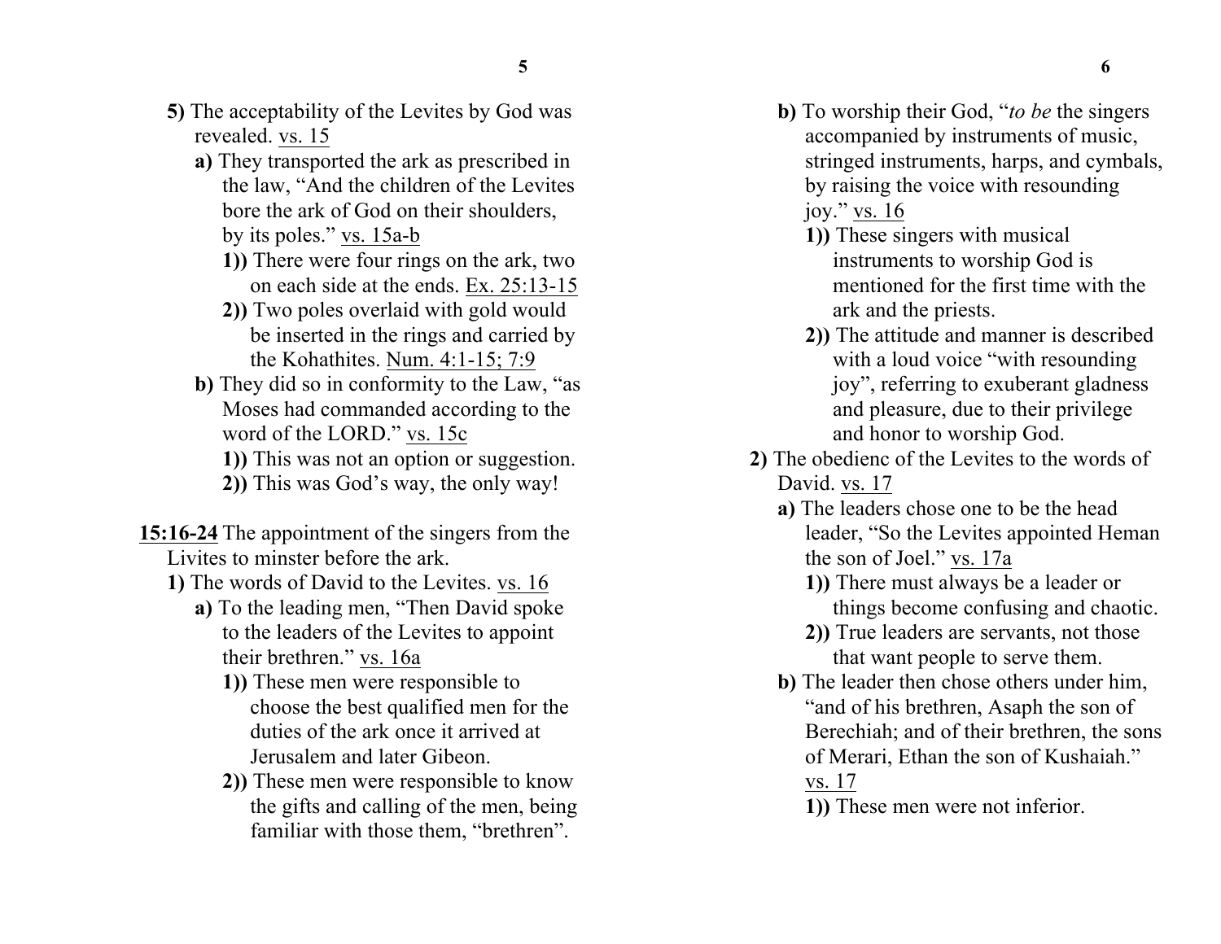**5)** The acceptability of the Levites by God was revealed. <u>vs. 15</u>

**a)** They transported the ark as prescribed in the law, “And the children of the Levites bore the ark of God on their shoulders, by its poles.” <u>vs. 15a-b</u>

**1))** There were four rings on the ark, two on each side at the ends. <u>Ex. 25:13-15</u>

**2))** Two poles overlaid with gold would be inserted in the rings and carried by the Kohathites. <u>Num. 4:1-15; 7:9</u>

**b)** They did so in conformity to the Law, “as Moses had commanded according to the word of the LORD.” <u>vs. 15c</u>

**1))** This was not an option or suggestion.

**2))** This was God’s way, the only way!

<u>**15:16-24**</u> The appointment of the singers from the Livites to minster before the ark.

**1)** The words of David to the Levites. <u>vs. 16</u>

**a)** To the leading men, “Then David spoke to the leaders of the Levites to appoint their brethren.” <u>vs. 16a</u>

**1))** These men were responsible to choose the best qualified men for the duties of the ark once it arrived at Jerusalem and later Gibeon.

**2))** These men were responsible to know the gifts and calling of the men, being familiar with those them, “brethren”.

**b)** To worship their God, “*to be* the singers accompanied by instruments of music, stringed instruments, harps, and cymbals, by raising the voice with resounding joy.” <u>vs. 16</u>

**1))** These singers with musical instruments to worship God is mentioned for the first time with the ark and the priests.

**2))** The attitude and manner is described with a loud voice “with resounding joy”, referring to exuberant gladness and pleasure, due to their privilege and honor to worship God.

**2)** The obedienc of the Levites to the words of David. <u>vs. 17</u>

**a)** The leaders chose one to be the head leader, “So the Levites appointed Heman the son of Joel.” <u>vs. 17a</u>

**1))** There must always be a leader or things become confusing and chaotic.

**2))** True leaders are servants, not those that want people to serve them.

**b)** The leader then chose others under him, “and of his brethren, Asaph the son of Berechiah; and of their brethren, the sons of Merari, Ethan the son of Kushaiah.” <u>vs. 17</u>

**1))** These men were not inferior.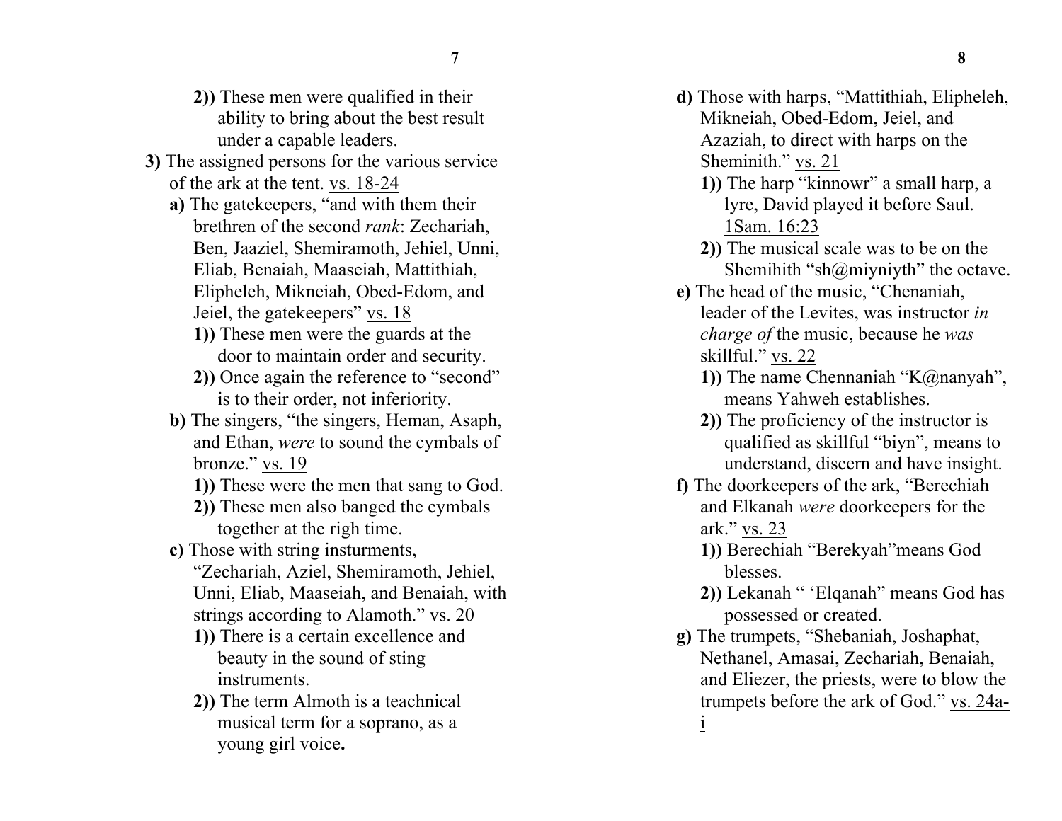**2))** These men were qualified in their ability to bring about the best result under a capable leaders.

**3)** The assigned persons for the various service of the ark at the tent. vs. 18-24

**a)** The gatekeepers, "and with them their brethren of the second *rank*: Zechariah, Ben, Jaaziel, Shemiramoth, Jehiel, Unni, Eliab, Benaiah, Maaseiah, Mattithiah, Elipheleh, Mikneiah, Obed-Edom, and Jeiel, the gatekeepers" vs. 18

**1))** These men were the guards at the door to maintain order and security.

**2))** Once again the reference to "second" is to their order, not inferiority.

**b)** The singers, "the singers, Heman, Asaph, and Ethan, *were* to sound the cymbals of bronze." vs. 19

**1))** These were the men that sang to God.

**2))** These men also banged the cymbals together at the righ time.

**c)** Those with string insturments, "Zechariah, Aziel, Shemiramoth, Jehiel, Unni, Eliab, Maaseiah, and Benaiah, with strings according to Alamoth." vs. 20

**1))** There is a certain excellence and beauty in the sound of sting instruments.

**2))** The term Almoth is a teachnical musical term for a soprano, as a young girl voice**.**

**d)** Those with harps, "Mattithiah, Elipheleh, Mikneiah, Obed-Edom, Jeiel, and Azaziah, to direct with harps on the Sheminith." vs. 21

**1))** The harp "kinnowr" a small harp, a lyre, David played it before Saul. 1Sam. 16:23

**2))** The musical scale was to be on the Shemihith "sh@miyniyth" the octave.

**e)** The head of the music, "Chenaniah, leader of the Levites, was instructor *in charge of* the music, because he *was* skillful." vs. 22

**1))** The name Chennaniah "K@nanyah", means Yahweh establishes.

**2))** The proficiency of the instructor is qualified as skillful "biyn", means to understand, discern and have insight.

**f)** The doorkeepers of the ark, "Berechiah and Elkanah *were* doorkeepers for the ark." vs. 23

**1))** Berechiah "Berekyah"means God blesses.

**2))** Lekanah " 'Elqanah" means God has possessed or created.

**g)** The trumpets, "Shebaniah, Joshaphat, Nethanel, Amasai, Zechariah, Benaiah, and Eliezer, the priests, were to blow the trumpets before the ark of God." vs. 24a-i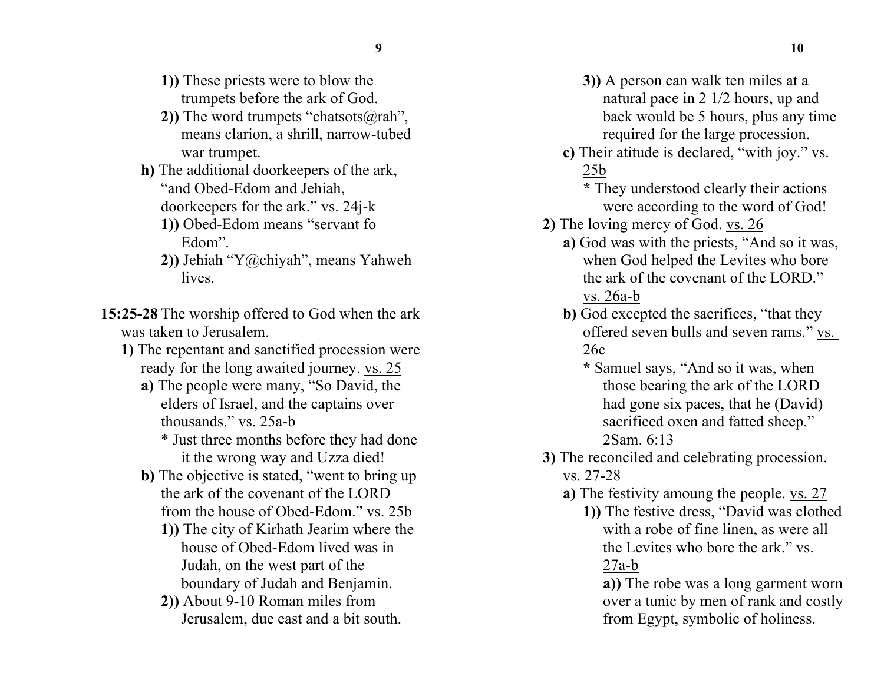**1))** These priests were to blow the trumpets before the ark of God.

**2))** The word trumpets "chatsots@rah", means clarion, a shrill, narrow-tubed war trumpet.

**h)** The additional doorkeepers of the ark, "and Obed-Edom and Jehiah, doorkeepers for the ark." <u>vs. 24j-k</u>

**1))** Obed-Edom means "servant fo Edom".

**2))** Jehiah "Y@chiyah", means Yahweh lives.

**<u>15:25-28</u>** The worship offered to God when the ark was taken to Jerusalem.

**1)** The repentant and sanctified procession were ready for the long awaited journey. <u>vs. 25</u>

**a)** The people were many, "So David, the elders of Israel, and the captains over thousands." <u>vs. 25a-b</u>

* Just three months before they had done it the wrong way and Uzza died!

**b)** The objective is stated, "went to bring up the ark of the covenant of the LORD from the house of Obed-Edom." <u>vs. 25b</u>

**1))** The city of Kirhath Jearim where the house of Obed-Edom lived was in Judah, on the west part of the boundary of Judah and Benjamin.

**2))** About 9-10 Roman miles from Jerusalem, due east and a bit south.

**3))** A person can walk ten miles at a natural pace in 2 1/2 hours, up and back would be 5 hours, plus any time required for the large procession.

**c)** Their atitude is declared, "with joy." <u>vs. 25b</u>

**\*** They understood clearly their actions were according to the word of God!

**2)** The loving mercy of God. <u>vs. 26</u>

**a)** God was with the priests, "And so it was, when God helped the Levites who bore the ark of the covenant of the LORD." <u>vs. 26a-b</u>

**b)** God excepted the sacrifices, "that they offered seven bulls and seven rams." <u>vs. 26c</u>

**\*** Samuel says, "And so it was, when those bearing the ark of the LORD had gone six paces, that he (David) sacrificed oxen and fatted sheep." <u>2Sam. 6:13</u>

**3)** The reconciled and celebrating procession. <u>vs. 27-28</u>

**a)** The festivity amoung the people. <u>vs. 27</u>

**1))** The festive dress, "David was clothed with a robe of fine linen, as were all the Levites who bore the ark." <u>vs. 27a-b</u>

**a))** The robe was a long garment worn over a tunic by men of rank and costly from Egypt, symbolic of holiness.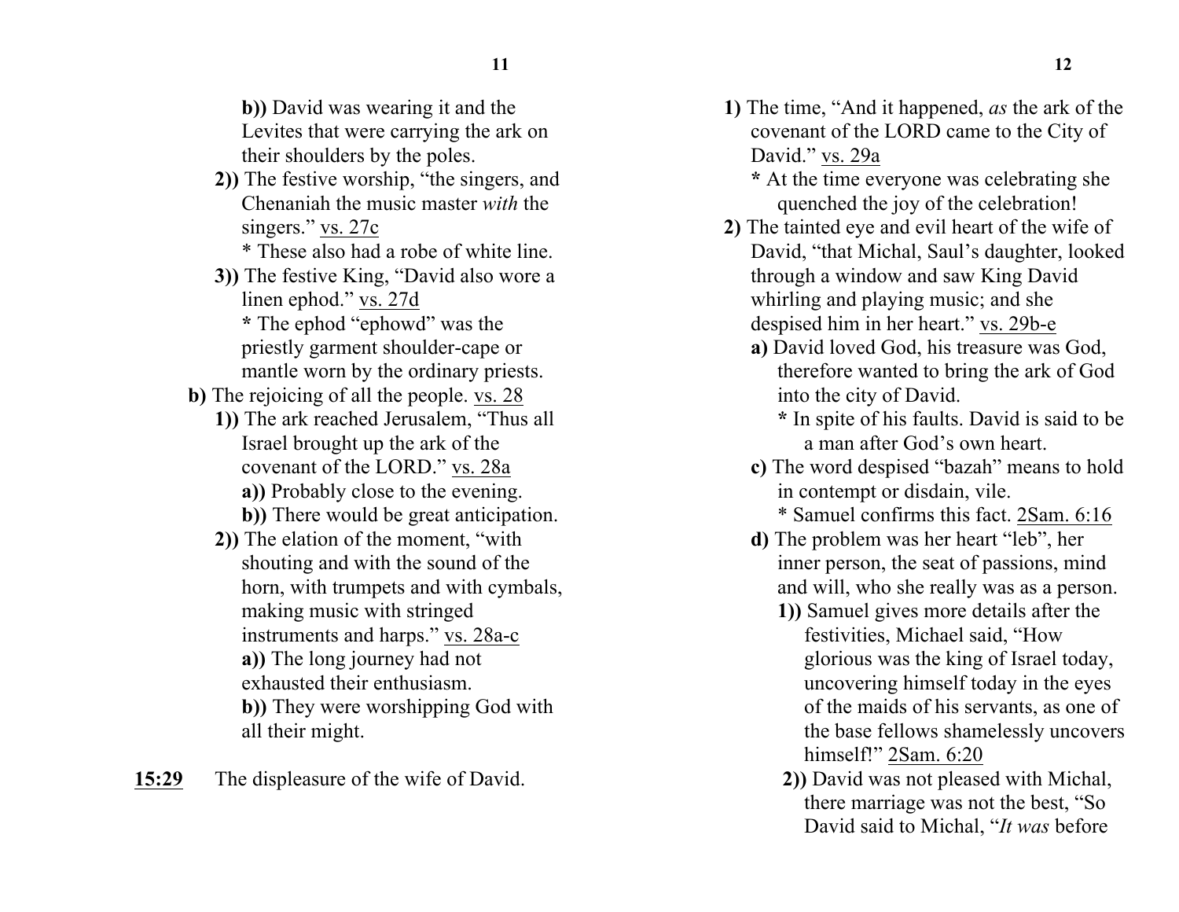**b))** David was wearing it and the Levites that were carrying the ark on their shoulders by the poles.

**2))** The festive worship, "the singers, and Chenaniah the music master *with* the singers." vs. 27c

\* These also had a robe of white line.

**3))** The festive King, "David also wore a linen ephod." vs. 27d

**\*** The ephod "ephowd" was the priestly garment shoulder-cape or mantle worn by the ordinary priests.

**b)** The rejoicing of all the people. vs. 28

**1))** The ark reached Jerusalem, "Thus all Israel brought up the ark of the covenant of the LORD." vs. 28a

**a))** Probably close to the evening.

**b))** There would be great anticipation.

**2))** The elation of the moment, "with shouting and with the sound of the horn, with trumpets and with cymbals, making music with stringed instruments and harps." vs. 28a-c

**a))** The long journey had not exhausted their enthusiasm.

**b))** They were worshipping God with all their might.

**15:29** The displeasure of the wife of David.

**1)** The time, "And it happened, *as* the ark of the covenant of the LORD came to the City of David." vs. 29a

**\*** At the time everyone was celebrating she quenched the joy of the celebration!

**2)** The tainted eye and evil heart of the wife of David, "that Michal, Saul's daughter, looked through a window and saw King David whirling and playing music; and she despised him in her heart." vs. 29b-e

**a)** David loved God, his treasure was God, therefore wanted to bring the ark of God into the city of David.

**\*** In spite of his faults. David is said to be a man after God's own heart.

**c)** The word despised "bazah" means to hold in contempt or disdain, vile.

\* Samuel confirms this fact. 2Sam. 6:16

**d)** The problem was her heart "leb", her inner person, the seat of passions, mind and will, who she really was as a person.

**1))** Samuel gives more details after the festivities, Michael said, "How glorious was the king of Israel today, uncovering himself today in the eyes of the maids of his servants, as one of the base fellows shamelessly uncovers himself!" 2Sam. 6:20

**2))** David was not pleased with Michal, there marriage was not the best, "So David said to Michal, "*It was* before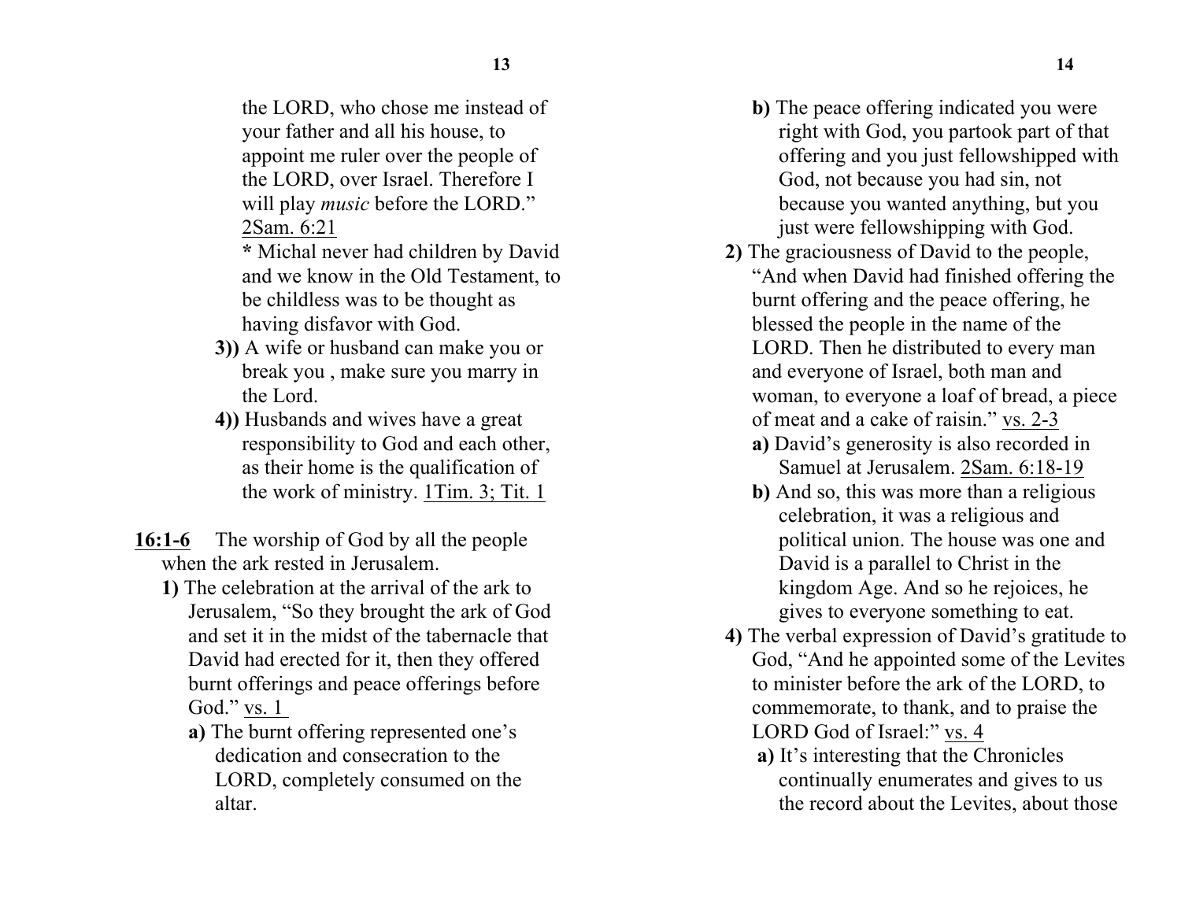the LORD, who chose me instead of your father and all his house, to appoint me ruler over the people of the LORD, over Israel. Therefore I will play *music* before the LORD." 2Sam. 6:21

**\*** Michal never had children by David and we know in the Old Testament, to be childless was to be thought as having disfavor with God.

**3))** A wife or husband can make you or break you , make sure you marry in the Lord.

**4))** Husbands and wives have a great responsibility to God and each other, as their home is the qualification of the work of ministry. 1Tim. 3; Tit. 1

**16:1-6** The worship of God by all the people when the ark rested in Jerusalem.

**1)** The celebration at the arrival of the ark to Jerusalem, "So they brought the ark of God and set it in the midst of the tabernacle that David had erected for it, then they offered burnt offerings and peace offerings before God." vs. 1

**a)** The burnt offering represented one's dedication and consecration to the LORD, completely consumed on the altar.

**b)** The peace offering indicated you were right with God, you partook part of that offering and you just fellowshipped with God, not because you had sin, not because you wanted anything, but you just were fellowshipping with God.

**2)** The graciousness of David to the people, "And when David had finished offering the burnt offering and the peace offering, he blessed the people in the name of the LORD. Then he distributed to every man and everyone of Israel, both man and woman, to everyone a loaf of bread, a piece of meat and a cake of raisin." vs. 2-3

**a)** David's generosity is also recorded in Samuel at Jerusalem. 2Sam. 6:18-19

**b)** And so, this was more than a religious celebration, it was a religious and political union. The house was one and David is a parallel to Christ in the kingdom Age. And so he rejoices, he gives to everyone something to eat.

**4)** The verbal expression of David's gratitude to God, "And he appointed some of the Levites to minister before the ark of the LORD, to commemorate, to thank, and to praise the LORD God of Israel:" vs. 4

**a)** It's interesting that the Chronicles continually enumerates and gives to us the record about the Levites, about those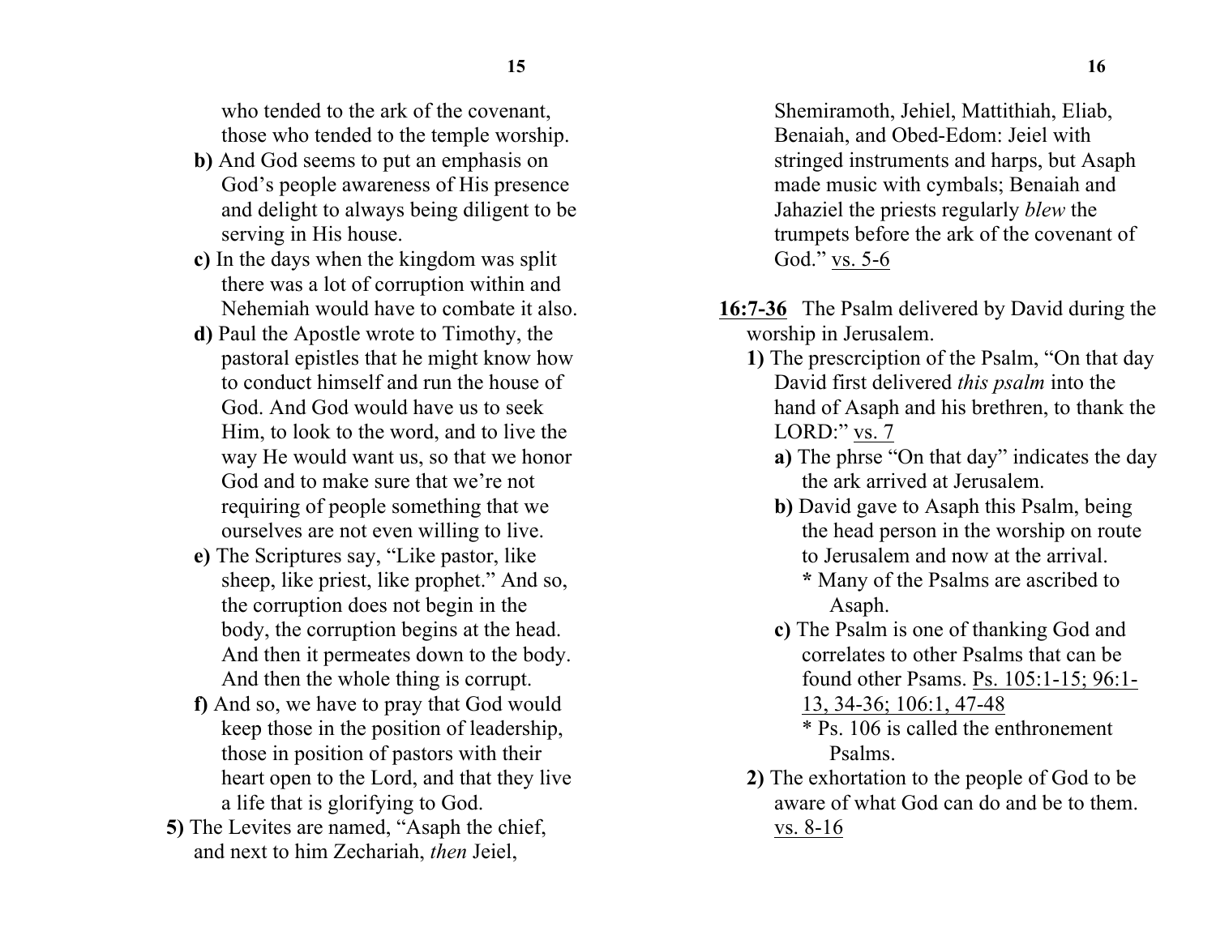who tended to the ark of the covenant, those who tended to the temple worship.

**b)** And God seems to put an emphasis on God's people awareness of His presence and delight to always being diligent to be serving in His house.

**c)** In the days when the kingdom was split there was a lot of corruption within and Nehemiah would have to combate it also.

**d)** Paul the Apostle wrote to Timothy, the pastoral epistles that he might know how to conduct himself and run the house of God. And God would have us to seek Him, to look to the word, and to live the way He would want us, so that we honor God and to make sure that we're not requiring of people something that we ourselves are not even willing to live.

**e)** The Scriptures say, "Like pastor, like sheep, like priest, like prophet." And so, the corruption does not begin in the body, the corruption begins at the head. And then it permeates down to the body. And then the whole thing is corrupt.

**f)** And so, we have to pray that God would keep those in the position of leadership, those in position of pastors with their heart open to the Lord, and that they live a life that is glorifying to God.

**5)** The Levites are named, "Asaph the chief, and next to him Zechariah, *then* Jeiel, Shemiramoth, Jehiel, Mattithiah, Eliab, Benaiah, and Obed-Edom: Jeiel with stringed instruments and harps, but Asaph made music with cymbals; Benaiah and Jahaziel the priests regularly *blew* the trumpets before the ark of the covenant of God." <u>vs. 5-6</u>

**<u>16:7-36</u>** The Psalm delivered by David during the worship in Jerusalem.

**1)** The prescrciption of the Psalm, "On that day David first delivered *this psalm* into the hand of Asaph and his brethren, to thank the LORD:" <u>vs. 7</u>

**a)** The phrse "On that day" indicates the day the ark arrived at Jerusalem.

**b)** David gave to Asaph this Psalm, being the head person in the worship on route to Jerusalem and now at the arrival.

**\*** Many of the Psalms are ascribed to Asaph.

**c)** The Psalm is one of thanking God and correlates to other Psalms that can be found other Psams. <u>Ps. 105:1-15; 96:1-13, 34-36; 106:1, 47-48</u>

\* Ps. 106 is called the enthronement Psalms.

**2)** The exhortation to the people of God to be aware of what God can do and be to them. <u>vs. 8-16</u>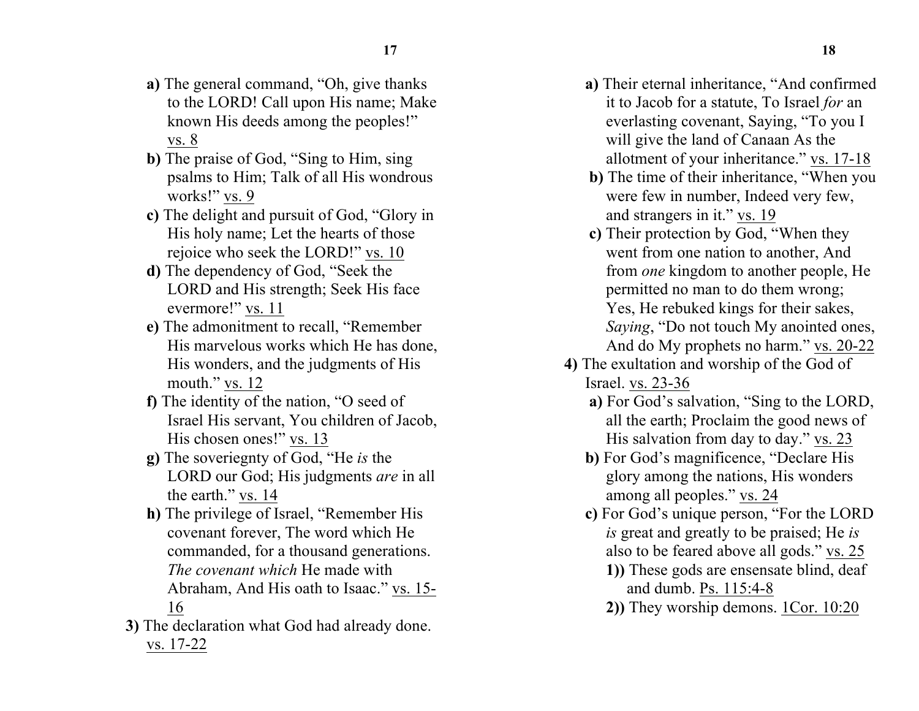**a)** The general command, "Oh, give thanks to the LORD! Call upon His name; Make known His deeds among the peoples!" vs. 8

**b)** The praise of God, "Sing to Him, sing psalms to Him; Talk of all His wondrous works!" vs. 9

**c)** The delight and pursuit of God, "Glory in His holy name; Let the hearts of those rejoice who seek the LORD!" vs. 10

**d)** The dependency of God, "Seek the LORD and His strength; Seek His face evermore!" vs. 11

**e)** The admonitment to recall, "Remember His marvelous works which He has done, His wonders, and the judgments of His mouth." vs. 12

**f)** The identity of the nation, "O seed of Israel His servant, You children of Jacob, His chosen ones!" vs. 13

**g)** The soveriegnty of God, "He *is* the LORD our God; His judgments *are* in all the earth." vs. 14

**h)** The privilege of Israel, "Remember His covenant forever, The word which He commanded, for a thousand generations. *The covenant which* He made with Abraham, And His oath to Isaac." vs. 15-16

**3)** The declaration what God had already done. vs. 17-22

**a)** Their eternal inheritance, "And confirmed it to Jacob for a statute, To Israel *for* an everlasting covenant, Saying, "To you I will give the land of Canaan As the allotment of your inheritance." vs. 17-18

**b)** The time of their inheritance, "When you were few in number, Indeed very few, and strangers in it." vs. 19

**c)** Their protection by God, "When they went from one nation to another, And from *one* kingdom to another people, He permitted no man to do them wrong; Yes, He rebuked kings for their sakes, *Saying*, "Do not touch My anointed ones, And do My prophets no harm." vs. 20-22

**4)** The exultation and worship of the God of Israel. vs. 23-36

**a)** For God's salvation, "Sing to the LORD, all the earth; Proclaim the good news of His salvation from day to day." vs. 23

**b)** For God's magnificence, "Declare His glory among the nations, His wonders among all peoples." vs. 24

**c)** For God's unique person, "For the LORD *is* great and greatly to be praised; He *is* also to be feared above all gods." vs. 25

**1))** These gods are ensensate blind, deaf and dumb. Ps. 115:4-8

**2))** They worship demons. 1Cor. 10:20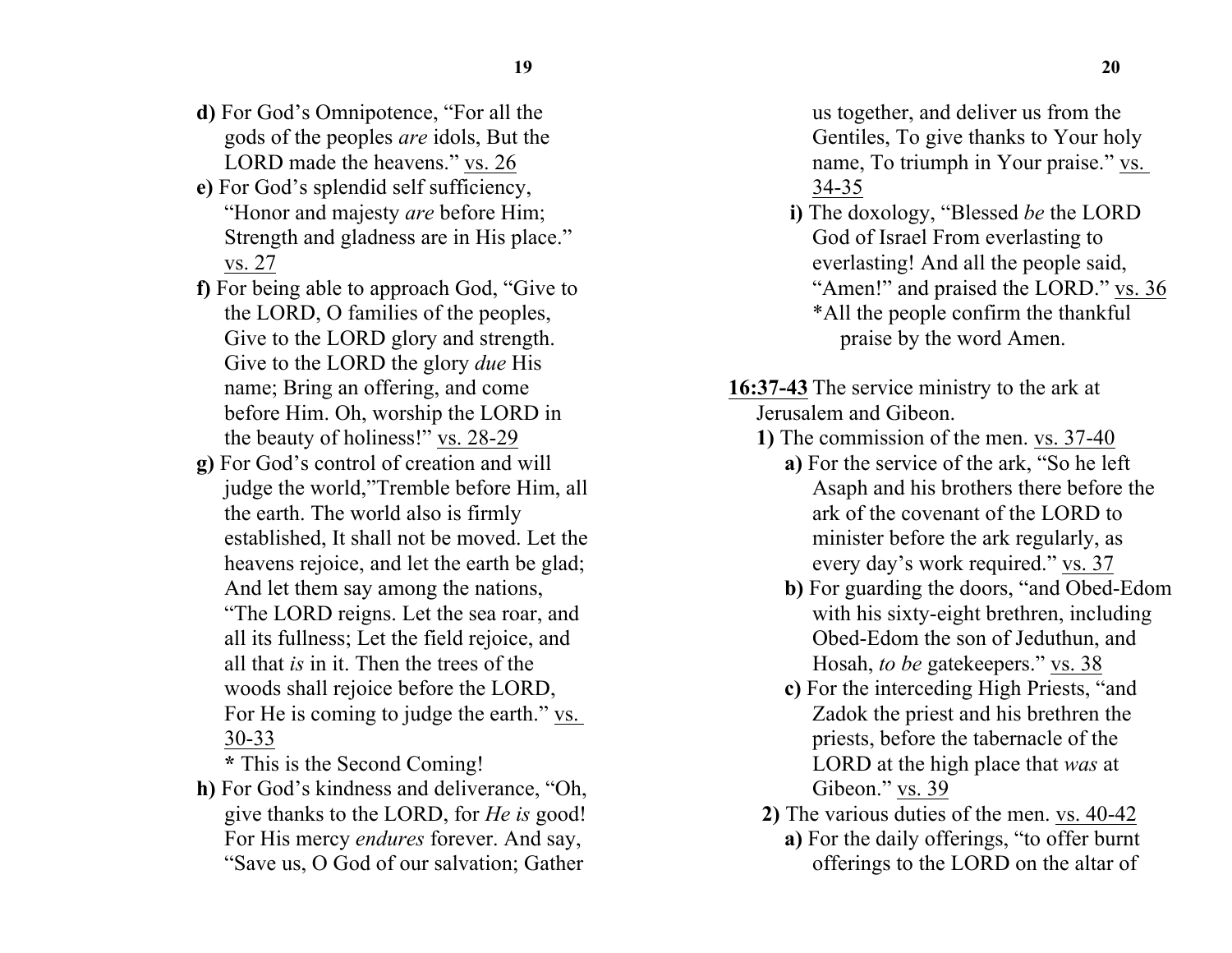**d)** For God's Omnipotence, "For all the gods of the peoples *are* idols, But the LORD made the heavens." vs. 26

**e)** For God's splendid self sufficiency, "Honor and majesty *are* before Him; Strength and gladness are in His place." vs. 27

**f)** For being able to approach God, "Give to the LORD, O families of the peoples, Give to the LORD glory and strength. Give to the LORD the glory *due* His name; Bring an offering, and come before Him. Oh, worship the LORD in the beauty of holiness!" vs. 28-29

**g)** For God's control of creation and will judge the world,"Tremble before Him, all the earth. The world also is firmly established, It shall not be moved. Let the heavens rejoice, and let the earth be glad; And let them say among the nations, "The LORD reigns. Let the sea roar, and all its fullness; Let the field rejoice, and all that *is* in it. Then the trees of the woods shall rejoice before the LORD, For He is coming to judge the earth." vs. 30-33

**\*** This is the Second Coming!

**h)** For God's kindness and deliverance, "Oh, give thanks to the LORD, for *He is* good! For His mercy *endures* forever. And say, "Save us, O God of our salvation; Gather us together, and deliver us from the Gentiles, To give thanks to Your holy name, To triumph in Your praise." vs. 34-35

**i)** The doxology, "Blessed *be* the LORD God of Israel From everlasting to everlasting! And all the people said, "Amen!" and praised the LORD." vs. 36

*All the people confirm the thankful praise by the word Amen.

**16:37-43** The service ministry to the ark at Jerusalem and Gibeon.

**1)** The commission of the men. vs. 37-40

**a)** For the service of the ark, "So he left Asaph and his brothers there before the ark of the covenant of the LORD to minister before the ark regularly, as every day's work required." vs. 37

**b)** For guarding the doors, "and Obed-Edom with his sixty-eight brethren, including Obed-Edom the son of Jeduthun, and Hosah, *to be* gatekeepers." vs. 38

**c)** For the interceding High Priests, "and Zadok the priest and his brethren the priests, before the tabernacle of the LORD at the high place that *was* at Gibeon." vs. 39

**2)** The various duties of the men. vs. 40-42

**a)** For the daily offerings, "to offer burnt offerings to the LORD on the altar of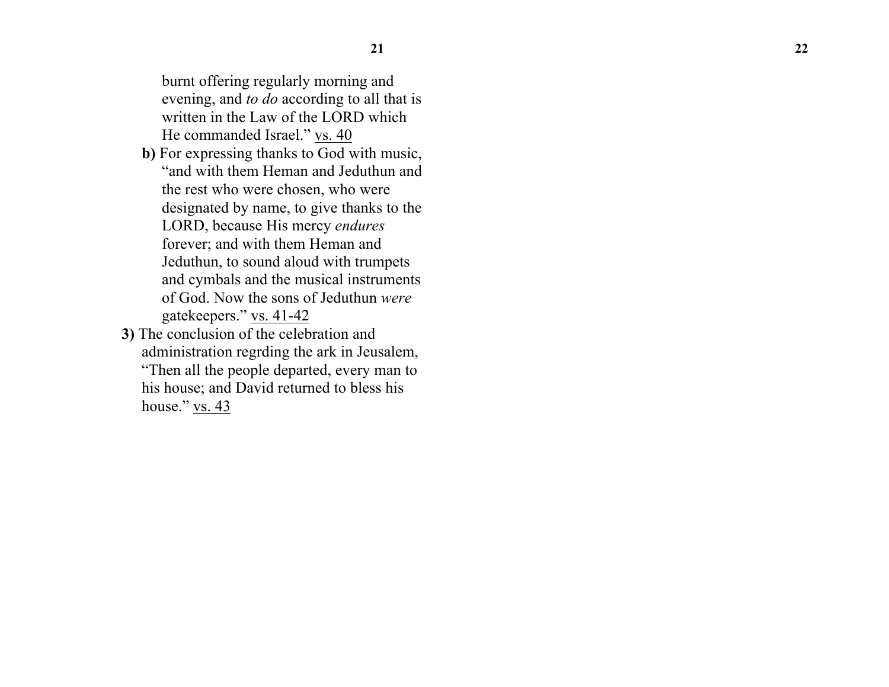burnt offering regularly morning and evening, and *to do* according to all that is written in the Law of the LORD which He commanded Israel." vs. 40

**b)** For expressing thanks to God with music, "and with them Heman and Jeduthun and the rest who were chosen, who were designated by name, to give thanks to the LORD, because His mercy *endures* forever; and with them Heman and Jeduthun, to sound aloud with trumpets and cymbals and the musical instruments of God. Now the sons of Jeduthun *were* gatekeepers." vs. 41-42

**3)** The conclusion of the celebration and administration regrding the ark in Jeusalem, "Then all the people departed, every man to his house; and David returned to bless his house." vs. 43